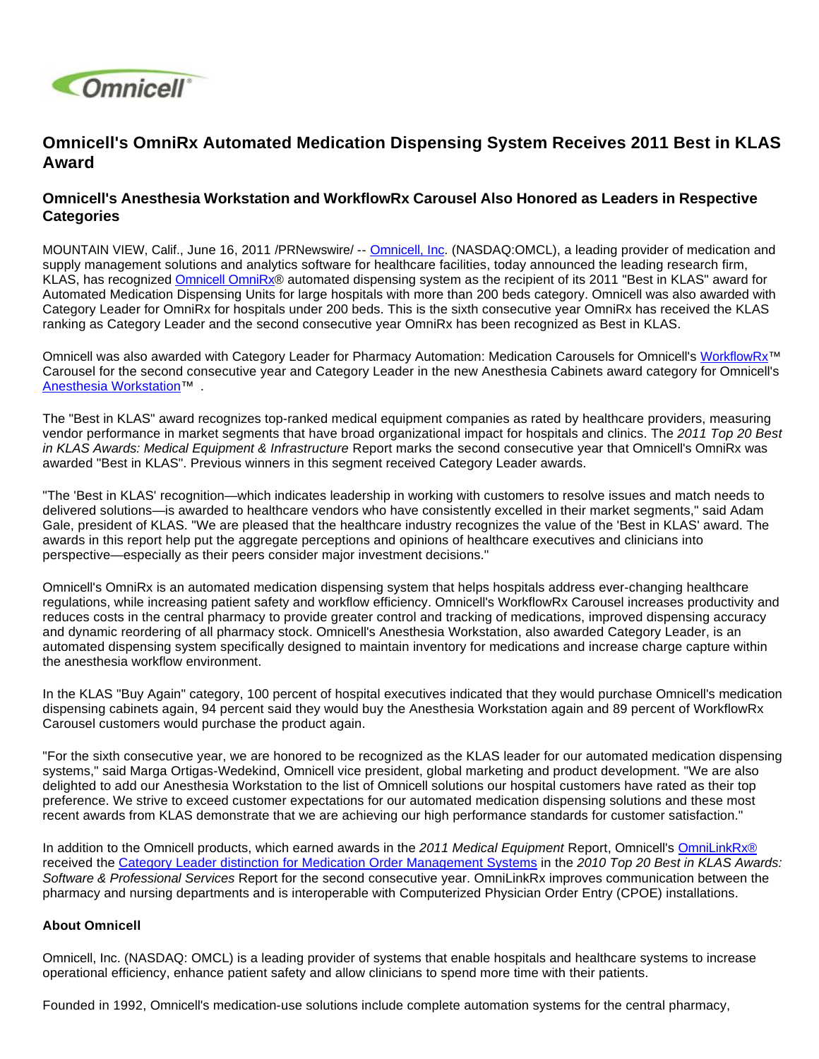# Omnicell's OmniRx Automated Medication Dispensing System Receives 2011 Best in KLAS Award

## Omnicell's Anesthesia Workstation and WorkflowRx Carousel Also Honored as Leaders in Respective Categories

MOUNTAIN VIEW, Calif., June 16, 2011 /PRNewswire/ -- Omnicell, Inc. (NASDAQ:OMCL), a leading provider of medication and supply management solutions and analytics software for healthcare facilities, today announced the leading research firm, KLAS, has recognized Omnicell OmniRx® automated dispensing system as the recipient of its 2011 "Best in KLAS" award for Automated Medication Dispensing Units for large hospitals with more than 200 beds category. Omnicell was also awarded with Category Leader for OmniRx for hospitals under 200 beds. This is the sixth consecutive year OmniRx has received the KLAS ranking as Category Leader and the second consecutive year OmniRx has been recognized as Best in KLAS.

Omnicell was also awarded with Category Leader for Pharmacy Automation: Medication Carousels for Omnicell's WorkflowRx™ Carousel for the second consecutive year and Category Leader in the new Anesthesia Cabinets award category for Omnicell's Anesthesia Workstation™ .

The "Best in KLAS" award recognizes top-ranked medical equipment companies as rated by healthcare providers, measuring vendor performance in market segments that have broad organizational impact for hospitals and clinics. The *2011 Top 20 Best in KLAS Awards: Medical Equipment & Infrastructure* Report marks the second consecutive year that Omnicell's OmniRx was awarded "Best in KLAS". Previous winners in this segment received Category Leader awards.

"The 'Best in KLAS' recognition—which indicates leadership in working with customers to resolve issues and match needs to delivered solutions—is awarded to healthcare vendors who have consistently excelled in their market segments," said Adam Gale, president of KLAS. "We are pleased that the healthcare industry recognizes the value of the 'Best in KLAS' award. The awards in this report help put the aggregate perceptions and opinions of healthcare executives and clinicians into perspective—especially as their peers consider major investment decisions."

Omnicell's OmniRx is an automated medication dispensing system that helps hospitals address ever-changing healthcare regulations, while increasing patient safety and workflow efficiency. Omnicell's WorkflowRx Carousel increases productivity and reduces costs in the central pharmacy to provide greater control and tracking of medications, improved dispensing accuracy and dynamic reordering of all pharmacy stock. Omnicell's Anesthesia Workstation, also awarded Category Leader, is an automated dispensing system specifically designed to maintain inventory for medications and increase charge capture within the anesthesia workflow environment.

In the KLAS "Buy Again" category, 100 percent of hospital executives indicated that they would purchase Omnicell's medication dispensing cabinets again, 94 percent said they would buy the Anesthesia Workstation again and 89 percent of WorkflowRx Carousel customers would purchase the product again.

"For the sixth consecutive year, we are honored to be recognized as the KLAS leader for our automated medication dispensing systems," said Marga Ortigas-Wedekind, Omnicell vice president, global marketing and product development. "We are also delighted to add our Anesthesia Workstation to the list of Omnicell solutions our hospital customers have rated as their top preference. We strive to exceed customer expectations for our automated medication dispensing solutions and these most recent awards from KLAS demonstrate that we are achieving our high performance standards for customer satisfaction."

In addition to the Omnicell products, which earned awards in the *2011 Medical Equipment* Report, Omnicell's OmniLinkRx® received the Category Leader distinction for Medication Order Management Systems in the *2010 Top 20 Best in KLAS Awards: Software & Professional Services* Report for the second consecutive year. OmniLinkRx improves communication between the pharmacy and nursing departments and is interoperable with Computerized Physician Order Entry (CPOE) installations.

**About Omnicell**

Omnicell, Inc. (NASDAQ: OMCL) is a leading provider of systems that enable hospitals and healthcare systems to increase operational efficiency, enhance patient safety and allow clinicians to spend more time with their patients.

Founded in 1992, Omnicell's medication-use solutions include complete automation systems for the central pharmacy,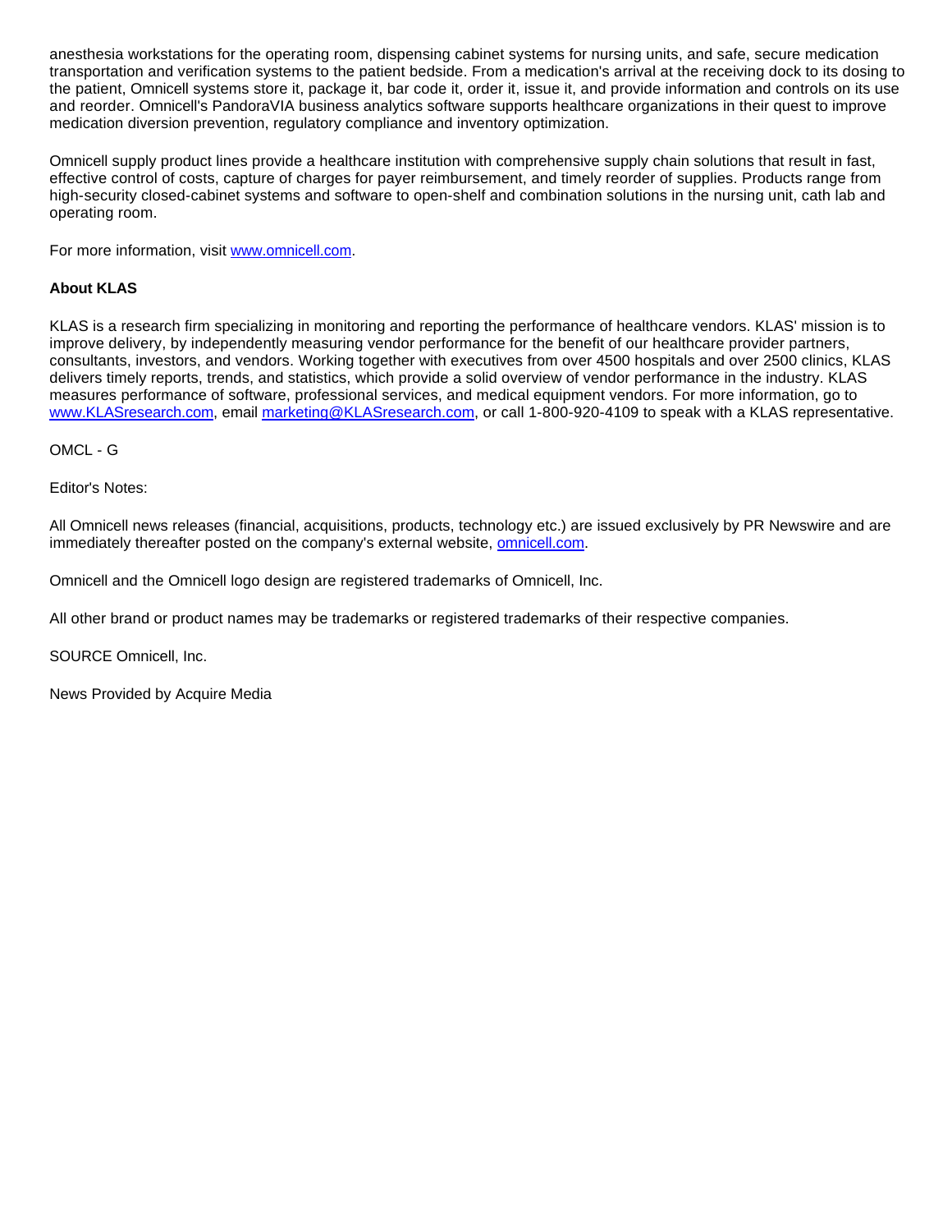anesthesia workstations for the operating room, dispensing cabinet systems for nursing units, and safe, secure medication transportation and verification systems to the patient bedside. From a medication's arrival at the receiving dock to its dosing to the patient, Omnicell systems store it, package it, bar code it, order it, issue it, and provide information and controls on its use and reorder. Omnicell's PandoraVIA business analytics software supports healthcare organizations in their quest to improve medication diversion prevention, regulatory compliance and inventory optimization.

Omnicell supply product lines provide a healthcare institution with comprehensive supply chain solutions that result in fast, effective control of costs, capture of charges for payer reimbursement, and timely reorder of supplies. Products range from high-security closed-cabinet systems and software to open-shelf and combination solutions in the nursing unit, cath lab and operating room.

For more information, visit [www.omnicell.com](http://www.omnicell.com).

**About KLAS**

KLAS is a research firm specializing in monitoring and reporting the performance of healthcare vendors. KLAS' mission is to improve delivery, by independently measuring vendor performance for the benefit of our healthcare provider partners, consultants, investors, and vendors. Working together with executives from over 4500 hospitals and over 2500 clinics, KLAS delivers timely reports, trends, and statistics, which provide a solid overview of vendor performance in the industry. KLAS measures performance of software, professional services, and medical equipment vendors. For more information, go to [www.KLASresearch.com](http://www.KLASresearch.com), email [marketing@KLASresearch.com](mailto:marketing@KLASresearch.com), or call 1-800-920-4109 to speak with a KLAS representative.

OMCL - G

Editor's Notes:

All Omnicell news releases (financial, acquisitions, products, technology etc.) are issued exclusively by PR Newswire and are immediately thereafter posted on the company's external website, [omnicell.com](http://omnicell.com).

Omnicell and the Omnicell logo design are registered trademarks of Omnicell, Inc.

All other brand or product names may be trademarks or registered trademarks of their respective companies.

SOURCE Omnicell, Inc.

News Provided by Acquire Media